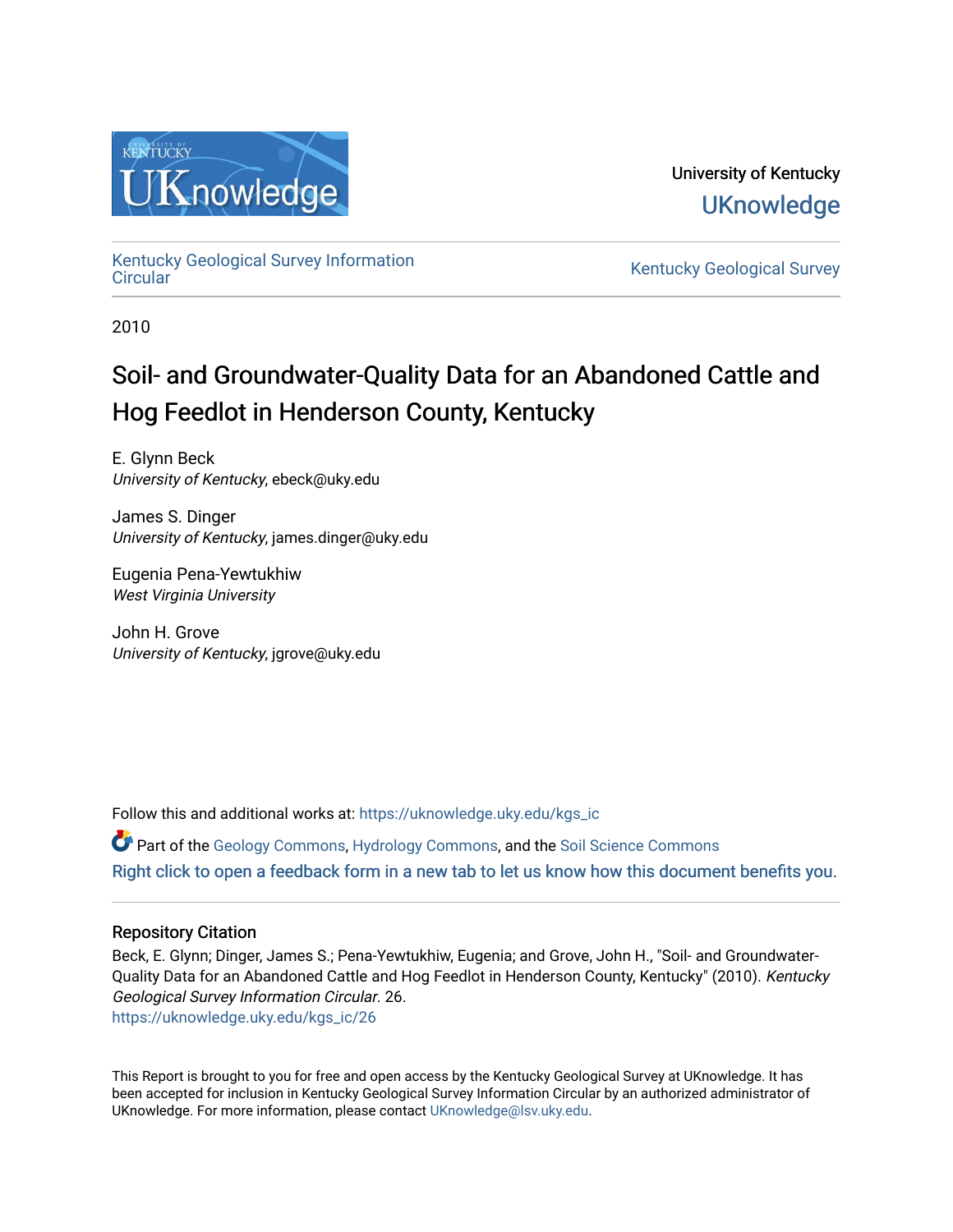University of Kentucky
UKnowledge

Kentucky Geological Survey Information Circular

Kentucky Geological Survey

2010

# Soil- and Groundwater-Quality Data for an Abandoned Cattle and Hog Feedlot in Henderson County, Kentucky

E. Glynn Beck
*University of Kentucky*, ebeck@uky.edu

James S. Dinger
*University of Kentucky*, james.dinger@uky.edu

Eugenia Pena-Yewtukhiw
*West Virginia University*

John H. Grove
*University of Kentucky*, jgrove@uky.edu

Follow this and additional works at: https://uknowledge.uky.edu/kgs_ic

Part of the Geology Commons, Hydrology Commons, and the Soil Science Commons

Right click to open a feedback form in a new tab to let us know how this document benefits you.

## Repository Citation

Beck, E. Glynn; Dinger, James S.; Pena-Yewtukhiw, Eugenia; and Grove, John H., "Soil- and Groundwater-Quality Data for an Abandoned Cattle and Hog Feedlot in Henderson County, Kentucky" (2010). *Kentucky Geological Survey Information Circular*. 26.
https://uknowledge.uky.edu/kgs_ic/26

This Report is brought to you for free and open access by the Kentucky Geological Survey at UKnowledge. It has been accepted for inclusion in Kentucky Geological Survey Information Circular by an authorized administrator of UKnowledge. For more information, please contact UKnowledge@lsv.uky.edu.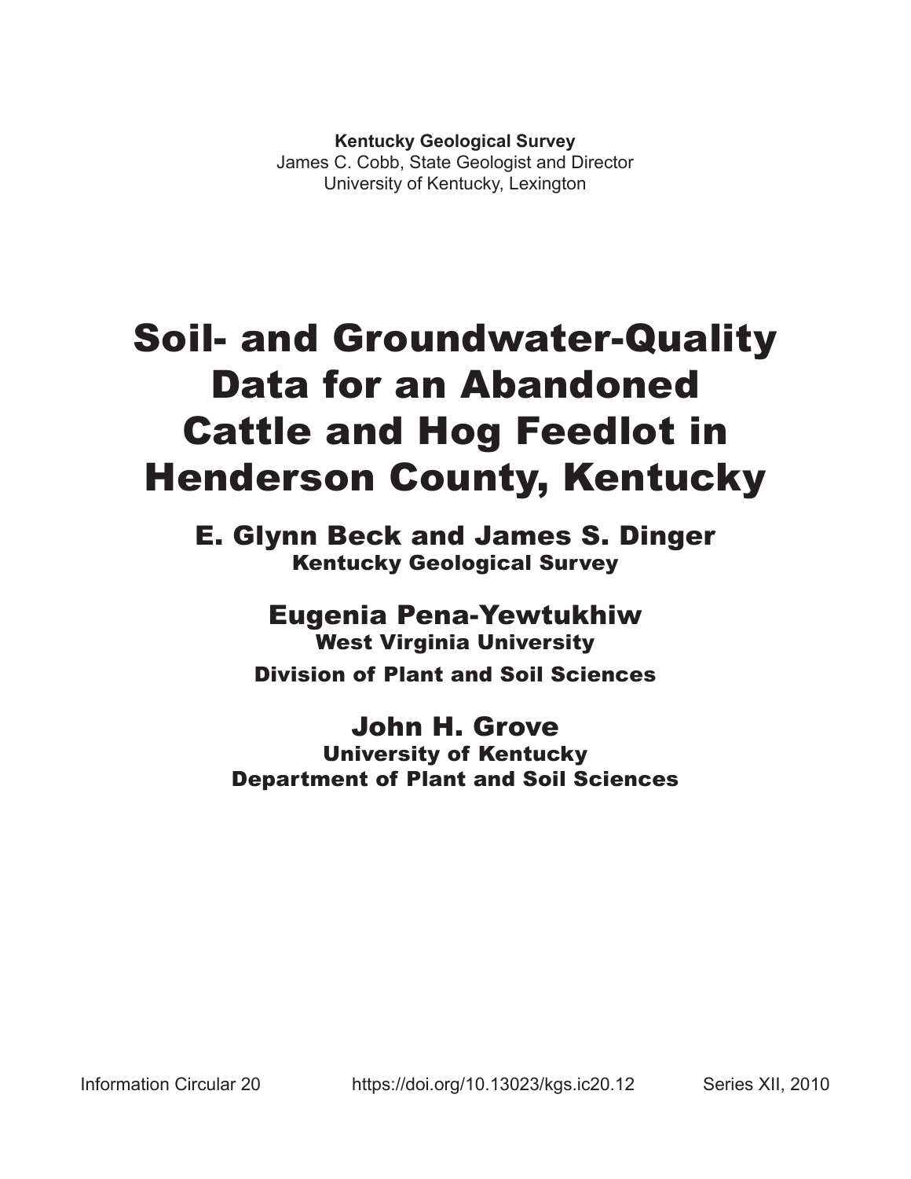**Kentucky Geological Survey**
James C. Cobb, State Geologist and Director
University of Kentucky, Lexington

# Soil- and Groundwater-Quality Data for an Abandoned Cattle and Hog Feedlot in Henderson County, Kentucky

## E. Glynn Beck and James S. Dinger
**Kentucky Geological Survey**

## Eugenia Pena-Yewtukhiw
**West Virginia University**

**Division of Plant and Soil Sciences**

## John H. Grove
**University of Kentucky**
**Department of Plant and Soil Sciences**

Information Circular 20 https://doi.org/10.13023/kgs.ic20.12 Series XII, 2010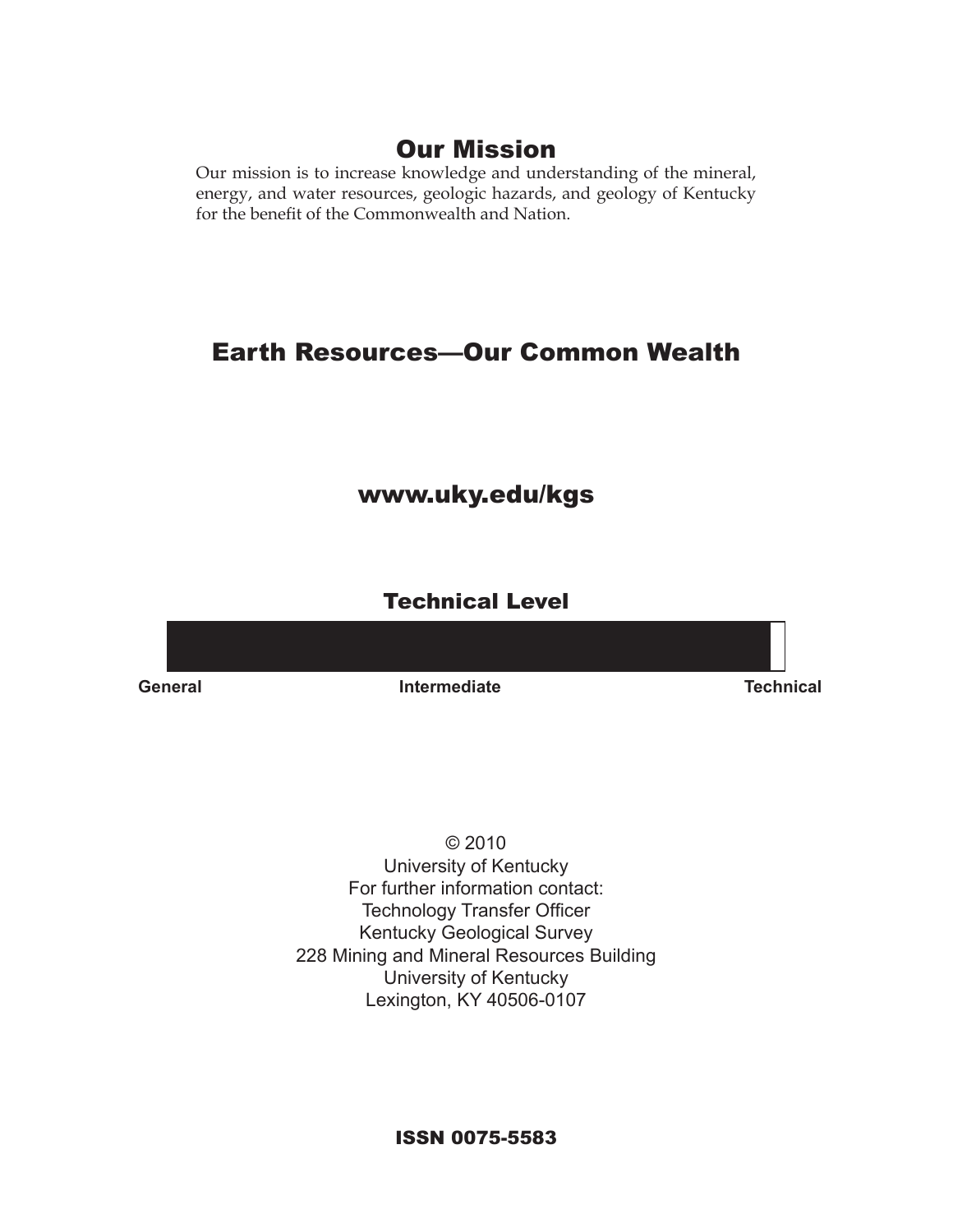## Our Mission

Our mission is to increase knowledge and understanding of the mineral, energy, and water resources, geologic hazards, and geology of Kentucky for the benefit of the Commonwealth and Nation.

## Earth Resources—Our Common Wealth

**www.uky.edu/kgs**

### Technical Level

General Intermediate Technical

© 2010
University of Kentucky
For further information contact:
Technology Transfer Officer
Kentucky Geological Survey
228 Mining and Mineral Resources Building
University of Kentucky
Lexington, KY 40506-0107

**ISSN 0075-5583**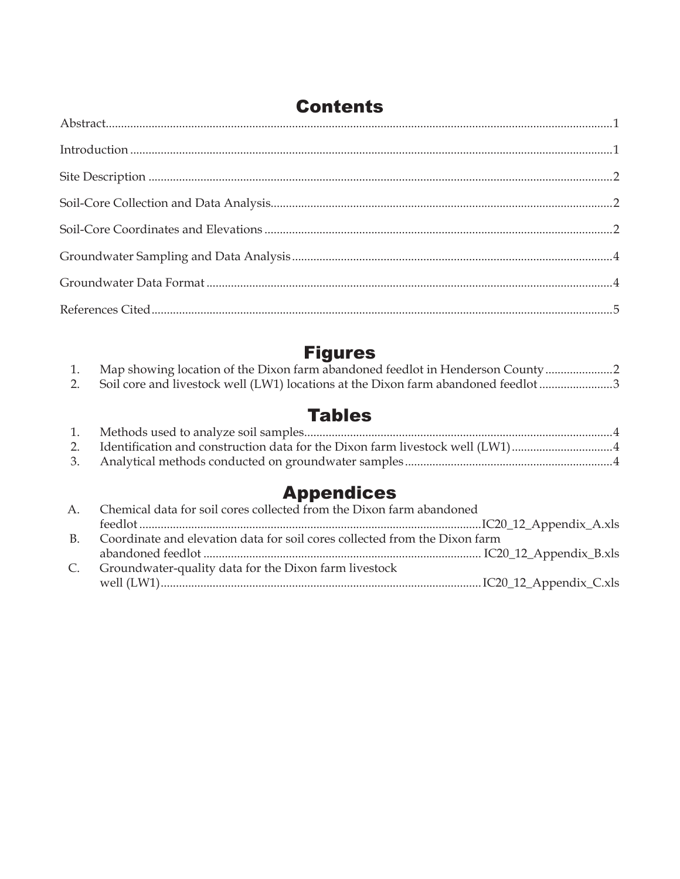# Contents

Abstract....................................................................................................................................................1

Introduction ............................................................................................................................................1

Site Description ......................................................................................................................................2

Soil-Core Collection and Data Analysis..............................................................................................2

Soil-Core Coordinates and Elevations ................................................................................................2

Groundwater Sampling and Data Analysis........................................................................................4

Groundwater Data Format ....................................................................................................................4

References Cited.....................................................................................................................................5

# Figures

1. Map showing location of the Dixon farm abandoned feedlot in Henderson County .....................2
2. Soil core and livestock well (LW1) locations at the Dixon farm abandoned feedlot ........................3

# Tables

1. Methods used to analyze soil samples....................................................................................................4
2. Identification and construction data for the Dixon farm livestock well (LW1) .................................4
3. Analytical methods conducted on groundwater samples...................................................................4

# Appendices

A. Chemical data for soil cores collected from the Dixon farm abandoned feedlot ..............................................................................................................IC20_12_Appendix_A.xls
B. Coordinate and elevation data for soil cores collected from the Dixon farm abandoned feedlot .......................................................................................... IC20_12_Appendix_B.xls
C. Groundwater-quality data for the Dixon farm livestock well (LW1).......................................................................................................IC20_12_Appendix_C.xls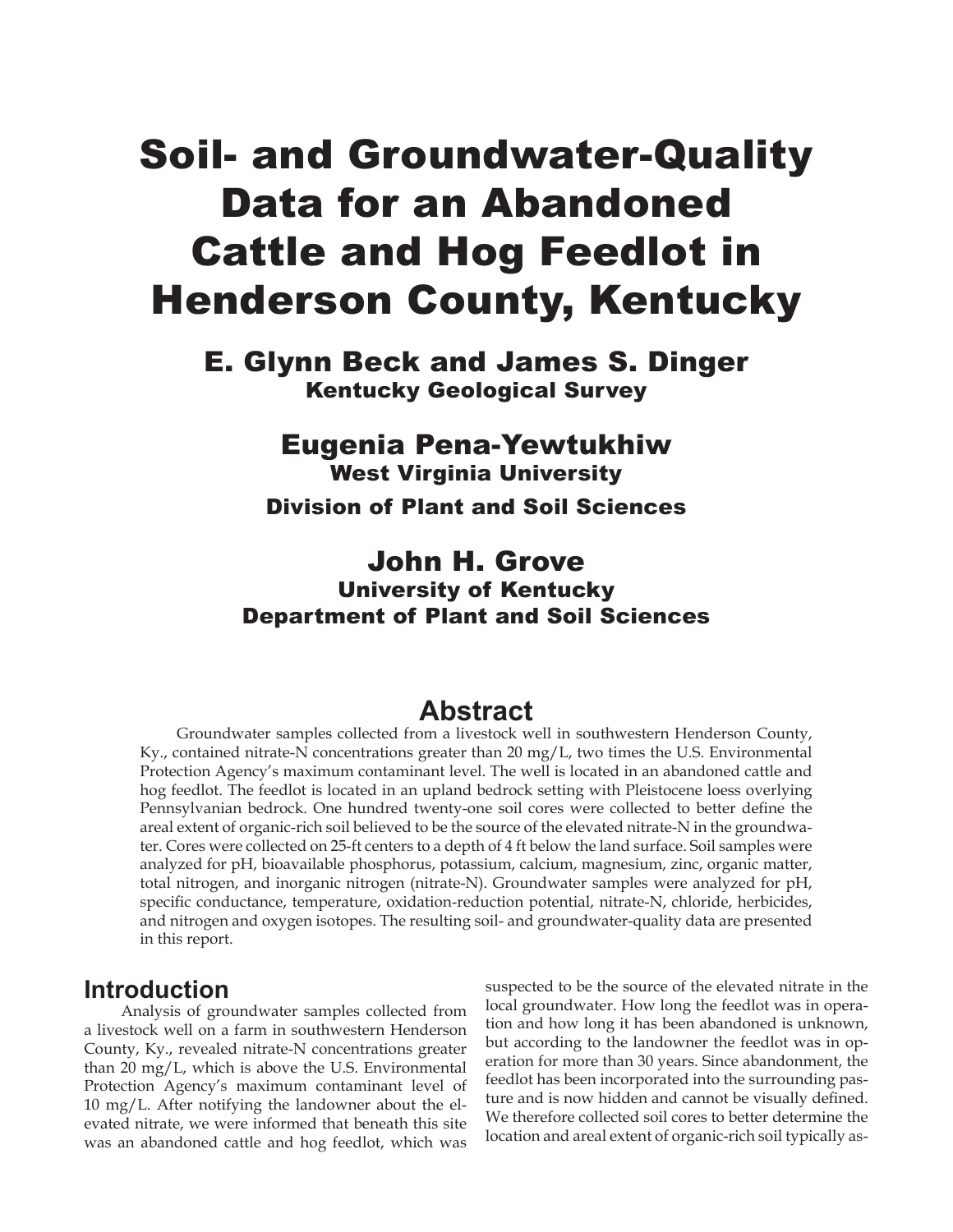# Soil- and Groundwater-Quality Data for an Abandoned Cattle and Hog Feedlot in Henderson County, Kentucky

## E. Glynn Beck and James S. Dinger
**Kentucky Geological Survey**

## Eugenia Pena-Yewtukhiw
**West Virginia University**

**Division of Plant and Soil Sciences**

## John H. Grove
**University of Kentucky**

**Department of Plant and Soil Sciences**

## Abstract

Groundwater samples collected from a livestock well in southwestern Henderson County, Ky., contained nitrate-N concentrations greater than 20 mg/L, two times the U.S. Environmental Protection Agency's maximum contaminant level. The well is located in an abandoned cattle and hog feedlot. The feedlot is located in an upland bedrock setting with Pleistocene loess overlying Pennsylvanian bedrock. One hundred twenty-one soil cores were collected to better define the areal extent of organic-rich soil believed to be the source of the elevated nitrate-N in the groundwater. Cores were collected on 25-ft centers to a depth of 4 ft below the land surface. Soil samples were analyzed for pH, bioavailable phosphorus, potassium, calcium, magnesium, zinc, organic matter, total nitrogen, and inorganic nitrogen (nitrate-N). Groundwater samples were analyzed for pH, specific conductance, temperature, oxidation-reduction potential, nitrate-N, chloride, herbicides, and nitrogen and oxygen isotopes. The resulting soil- and groundwater-quality data are presented in this report.

## Introduction

Analysis of groundwater samples collected from a livestock well on a farm in southwestern Henderson County, Ky., revealed nitrate-N concentrations greater than 20 mg/L, which is above the U.S. Environmental Protection Agency's maximum contaminant level of 10 mg/L. After notifying the landowner about the elevated nitrate, we were informed that beneath this site was an abandoned cattle and hog feedlot, which was suspected to be the source of the elevated nitrate in the local groundwater. How long the feedlot was in operation and how long it has been abandoned is unknown, but according to the landowner the feedlot was in operation for more than 30 years. Since abandonment, the feedlot has been incorporated into the surrounding pasture and is now hidden and cannot be visually defined. We therefore collected soil cores to better determine the location and areal extent of organic-rich soil typically as-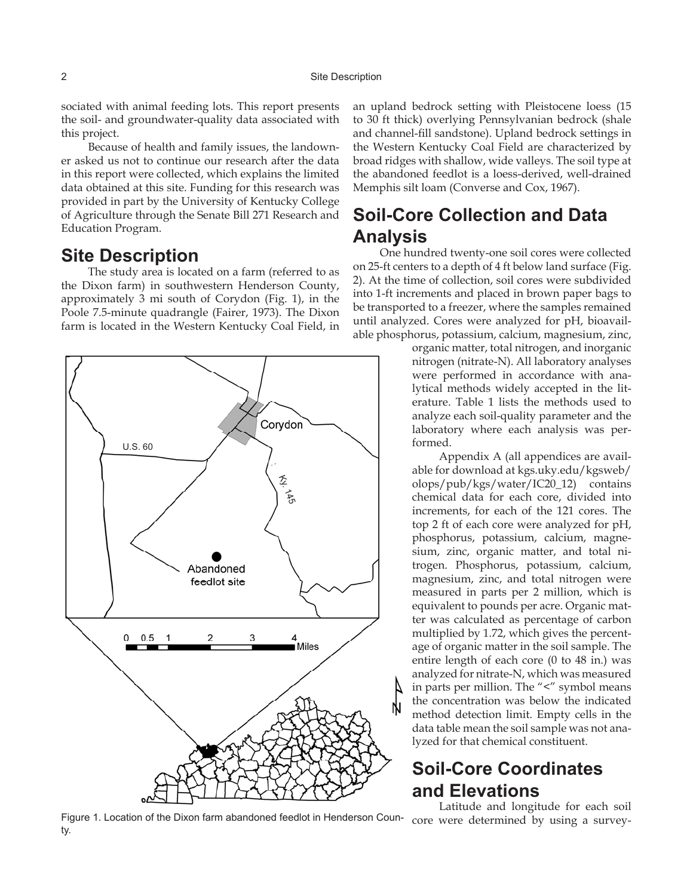sociated with animal feeding lots. This report presents the soil- and groundwater-quality data associated with this project.

Because of health and family issues, the landowner asked us not to continue our research after the data in this report were collected, which explains the limited data obtained at this site. Funding for this research was provided in part by the University of Kentucky College of Agriculture through the Senate Bill 271 Research and Education Program.

## Site Description

The study area is located on a farm (referred to as the Dixon farm) in southwestern Henderson County, approximately 3 mi south of Corydon (Fig. 1), in the Poole 7.5-minute quadrangle (Fairer, 1973). The Dixon farm is located in the Western Kentucky Coal Field, in an upland bedrock setting with Pleistocene loess (15 to 30 ft thick) overlying Pennsylvanian bedrock (shale and channel-fill sandstone). Upland bedrock settings in the Western Kentucky Coal Field are characterized by broad ridges with shallow, wide valleys. The soil type at the abandoned feedlot is a loess-derived, well-drained Memphis silt loam (Converse and Cox, 1967).

Figure 1. Location of the Dixon farm abandoned feedlot in Henderson County.

## Soil-Core Collection and Data Analysis

One hundred twenty-one soil cores were collected on 25-ft centers to a depth of 4 ft below land surface (Fig. 2). At the time of collection, soil cores were subdivided into 1-ft increments and placed in brown paper bags to be transported to a freezer, where the samples remained until analyzed. Cores were analyzed for pH, bioavailable phosphorus, potassium, calcium, magnesium, zinc, organic matter, total nitrogen, and inorganic nitrogen (nitrate-N). All laboratory analyses were performed in accordance with analytical methods widely accepted in the literature. Table 1 lists the methods used to analyze each soil-quality parameter and the laboratory where each analysis was performed.

Appendix A (all appendices are available for download at kgs.uky.edu/kgsweb/olops/pub/kgs/water/IC20_12) contains chemical data for each core, divided into increments, for each of the 121 cores. The top 2 ft of each core were analyzed for pH, phosphorus, potassium, calcium, magnesium, zinc, organic matter, and total nitrogen. Phosphorus, potassium, calcium, magnesium, zinc, and total nitrogen were measured in parts per 2 million, which is equivalent to pounds per acre. Organic matter was calculated as percentage of carbon multiplied by 1.72, which gives the percentage of organic matter in the soil sample. The entire length of each core (0 to 48 in.) was analyzed for nitrate-N, which was measured in parts per million. The "<" symbol means the concentration was below the indicated method detection limit. Empty cells in the data table mean the soil sample was not analyzed for that chemical constituent.

## Soil-Core Coordinates and Elevations

Latitude and longitude for each soil core were determined by using a survey-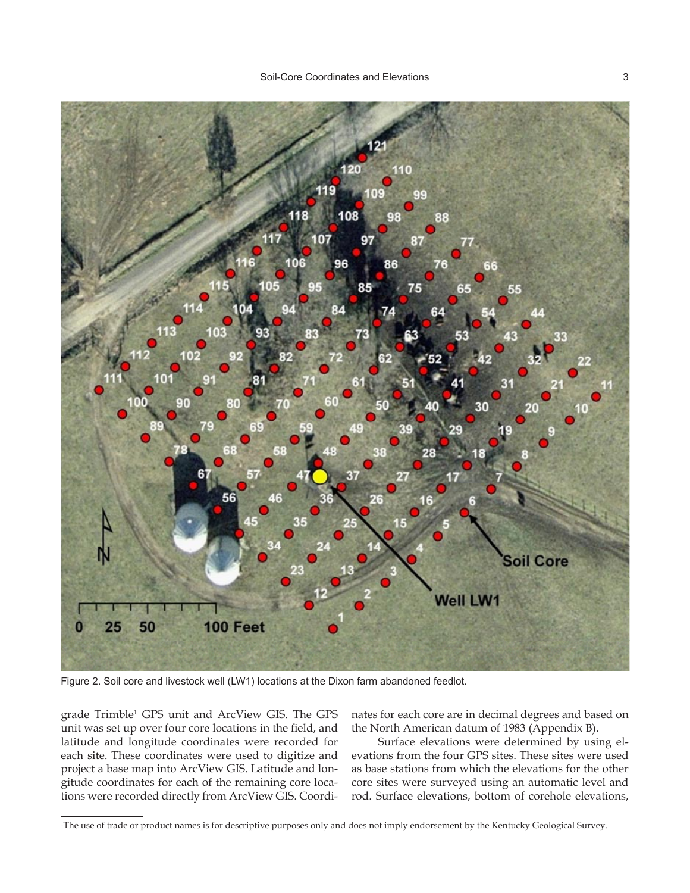Figure 2. Soil core and livestock well (LW1) locations at the Dixon farm abandoned feedlot.

grade Trimble[1] GPS unit and ArcView GIS. The GPS unit was set up over four core locations in the field, and latitude and longitude coordinates were recorded for each site. These coordinates were used to digitize and project a base map into ArcView GIS. Latitude and longitude coordinates for each of the remaining core locations were recorded directly from ArcView GIS. Coordinates for each core are in decimal degrees and based on the North American datum of 1983 (Appendix B).

Surface elevations were determined by using elevations from the four GPS sites. These sites were used as base stations from which the elevations for the other core sites were surveyed using an automatic level and rod. Surface elevations, bottom of corehole elevations,

[1]The use of trade or product names is for descriptive purposes only and does not imply endorsement by the Kentucky Geological Survey.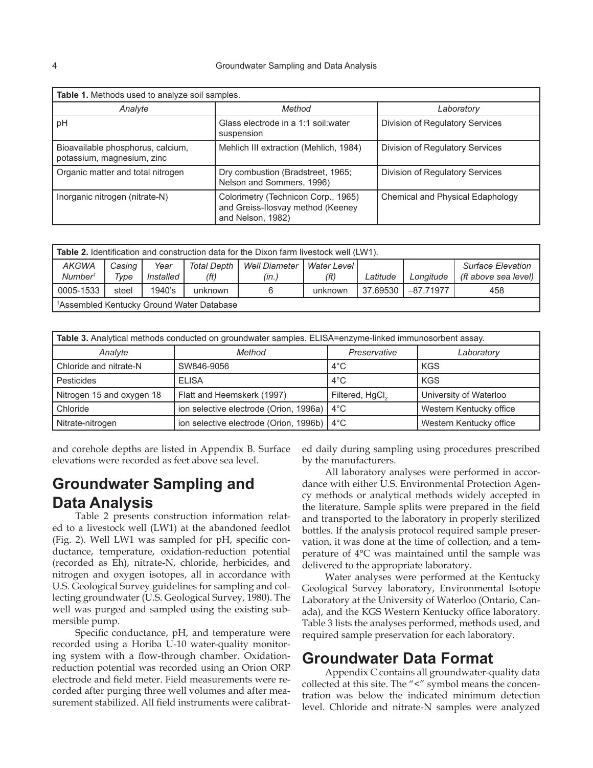**Table 1.** Methods used to analyze soil samples.

| *Analyte* | *Method* | *Laboratory* |
|---|---|---|
| pH | Glass electrode in a 1:1 soil:water suspension | Division of Regulatory Services |
| Bioavailable phosphorus, calcium, potassium, magnesium, zinc | Mehlich III extraction (Mehlich, 1984) | Division of Regulatory Services |
| Organic matter and total nitrogen | Dry combustion (Bradstreet, 1965; Nelson and Sommers, 1996) | Division of Regulatory Services |
| Inorganic nitrogen (nitrate-N) | Colorimetry (Technicon Corp., 1965) and Greiss-Ilosvay method (Keeney and Nelson, 1982) | Chemical and Physical Edaphology |

**Table 2.** Identification and construction data for the Dixon farm livestock well (LW1).

| *AKGWA Number*[1] | *Casing Type* | *Year Installed* | *Total Depth (ft)* | *Well Diameter (in.)* | *Water Level (ft)* | *Latitude* | *Longitude* | *Surface Elevation (ft above sea level)* |
|---|---|---|---|---|---|---|---|---|
| 0005-1533 | steel | 1940's | unknown | 6 | unknown | 37.69530 | –87.71977 | 458 |

[1]Assembled Kentucky Ground Water Database

**Table 3.** Analytical methods conducted on groundwater samples. ELISA=enzyme-linked immunosorbent assay.

| *Analyte* | *Method* | *Preservative* | *Laboratory* |
|---|---|---|---|
| Chloride and nitrate-N | SW846-9056 | 4°C | KGS |
| Pesticides | ELISA | 4°C | KGS |
| Nitrogen 15 and oxygen 18 | Flatt and Heemskerk (1997) | Filtered, $HgCl_2$ | University of Waterloo |
| Chloride | ion selective electrode (Orion, 1996a) | 4°C | Western Kentucky office |
| Nitrate-nitrogen | ion selective electrode (Orion, 1996b) | 4°C | Western Kentucky office |

and corehole depths are listed in Appendix B. Surface elevations were recorded as feet above sea level.

# Groundwater Sampling and Data Analysis

Table 2 presents construction information related to a livestock well (LW1) at the abandoned feedlot (Fig. 2). Well LW1 was sampled for pH, specific conductance, temperature, oxidation-reduction potential (recorded as Eh), nitrate-N, chloride, herbicides, and nitrogen and oxygen isotopes, all in accordance with U.S. Geological Survey guidelines for sampling and collecting groundwater (U.S. Geological Survey, 1980). The well was purged and sampled using the existing submersible pump.

Specific conductance, pH, and temperature were recorded using a Horiba U-10 water-quality monitoring system with a flow-through chamber. Oxidation-reduction potential was recorded using an Orion ORP electrode and field meter. Field measurements were recorded after purging three well volumes and after measurement stabilized. All field instruments were calibrated daily during sampling using procedures prescribed by the manufacturers.

All laboratory analyses were performed in accordance with either U.S. Environmental Protection Agency methods or analytical methods widely accepted in the literature. Sample splits were prepared in the field and transported to the laboratory in properly sterilized bottles. If the analysis protocol required sample preservation, it was done at the time of collection, and a temperature of 4°C was maintained until the sample was delivered to the appropriate laboratory.

Water analyses were performed at the Kentucky Geological Survey laboratory, Environmental Isotope Laboratory at the University of Waterloo (Ontario, Canada), and the KGS Western Kentucky office laboratory. Table 3 lists the analyses performed, methods used, and required sample preservation for each laboratory.

# Groundwater Data Format

Appendix C contains all groundwater-quality data collected at this site. The "<" symbol means the concentration was below the indicated minimum detection level. Chloride and nitrate-N samples were analyzed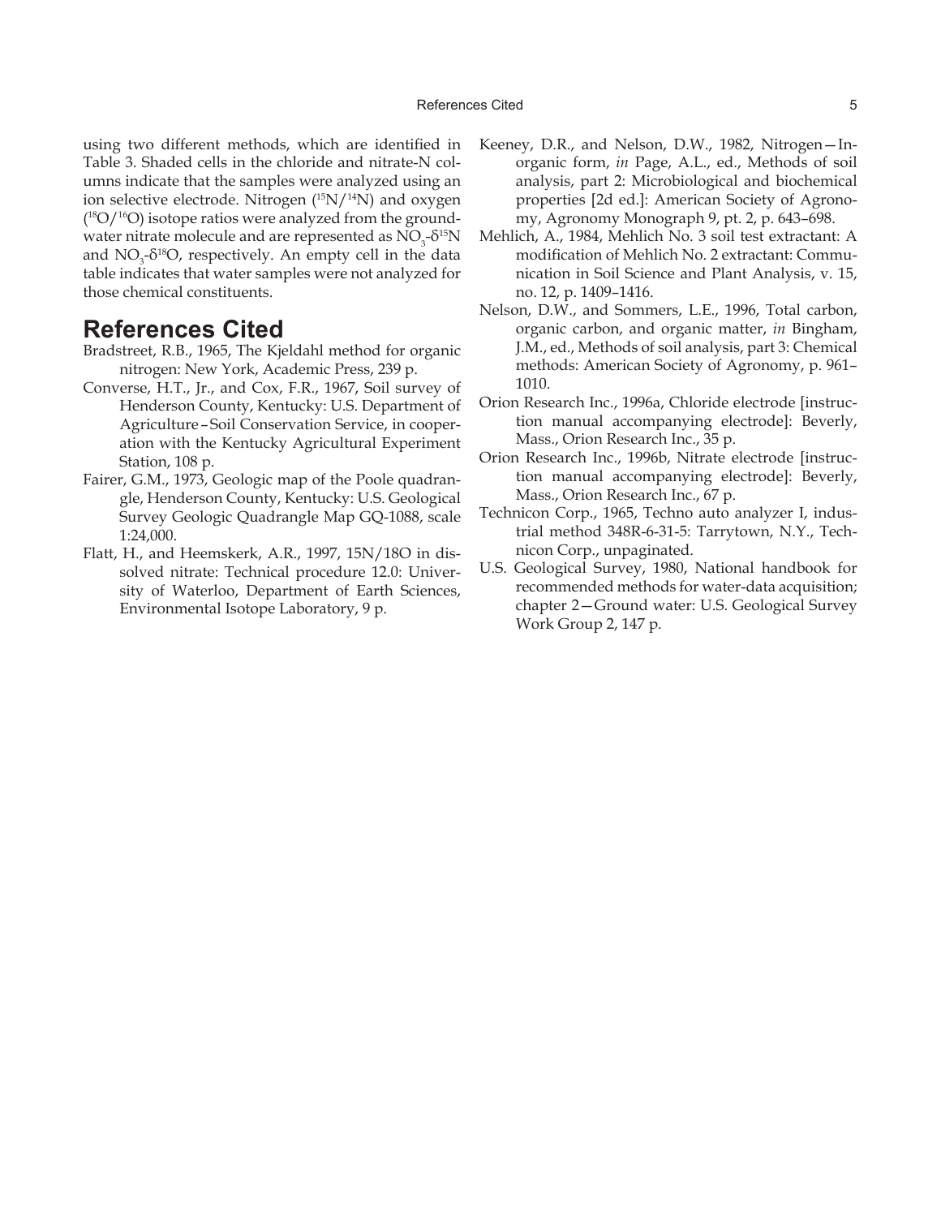using two different methods, which are identified in Table 3. Shaded cells in the chloride and nitrate-N columns indicate that the samples were analyzed using an ion selective electrode. Nitrogen ($^{15}N/^{14}N$) and oxygen ($^{18}O/^{16}O$) isotope ratios were analyzed from the groundwater nitrate molecule and are represented as $NO_3$-$\delta^{15}N$ and $NO_3$-$\delta^{18}O$, respectively. An empty cell in the data table indicates that water samples were not analyzed for those chemical constituents.

## References Cited

Bradstreet, R.B., 1965, The Kjeldahl method for organic nitrogen: New York, Academic Press, 239 p.

Converse, H.T., Jr., and Cox, F.R., 1967, Soil survey of Henderson County, Kentucky: U.S. Department of Agriculture – Soil Conservation Service, in cooperation with the Kentucky Agricultural Experiment Station, 108 p.

Fairer, G.M., 1973, Geologic map of the Poole quadrangle, Henderson County, Kentucky: U.S. Geological Survey Geologic Quadrangle Map GQ-1088, scale 1:24,000.

Flatt, H., and Heemskerk, A.R., 1997, 15N/18O in dissolved nitrate: Technical procedure 12.0: University of Waterloo, Department of Earth Sciences, Environmental Isotope Laboratory, 9 p.

Keeney, D.R., and Nelson, D.W., 1982, Nitrogen—Inorganic form, *in* Page, A.L., ed., Methods of soil analysis, part 2: Microbiological and biochemical properties [2d ed.]: American Society of Agronomy, Agronomy Monograph 9, pt. 2, p. 643–698.

Mehlich, A., 1984, Mehlich No. 3 soil test extractant: A modification of Mehlich No. 2 extractant: Communication in Soil Science and Plant Analysis, v. 15, no. 12, p. 1409–1416.

Nelson, D.W., and Sommers, L.E., 1996, Total carbon, organic carbon, and organic matter, *in* Bingham, J.M., ed., Methods of soil analysis, part 3: Chemical methods: American Society of Agronomy, p. 961–1010.

Orion Research Inc., 1996a, Chloride electrode [instruction manual accompanying electrode]: Beverly, Mass., Orion Research Inc., 35 p.

Orion Research Inc., 1996b, Nitrate electrode [instruction manual accompanying electrode]: Beverly, Mass., Orion Research Inc., 67 p.

Technicon Corp., 1965, Techno auto analyzer I, industrial method 348R-6-31-5: Tarrytown, N.Y., Technicon Corp., unpaginated.

U.S. Geological Survey, 1980, National handbook for recommended methods for water-data acquisition; chapter 2—Ground water: U.S. Geological Survey Work Group 2, 147 p.